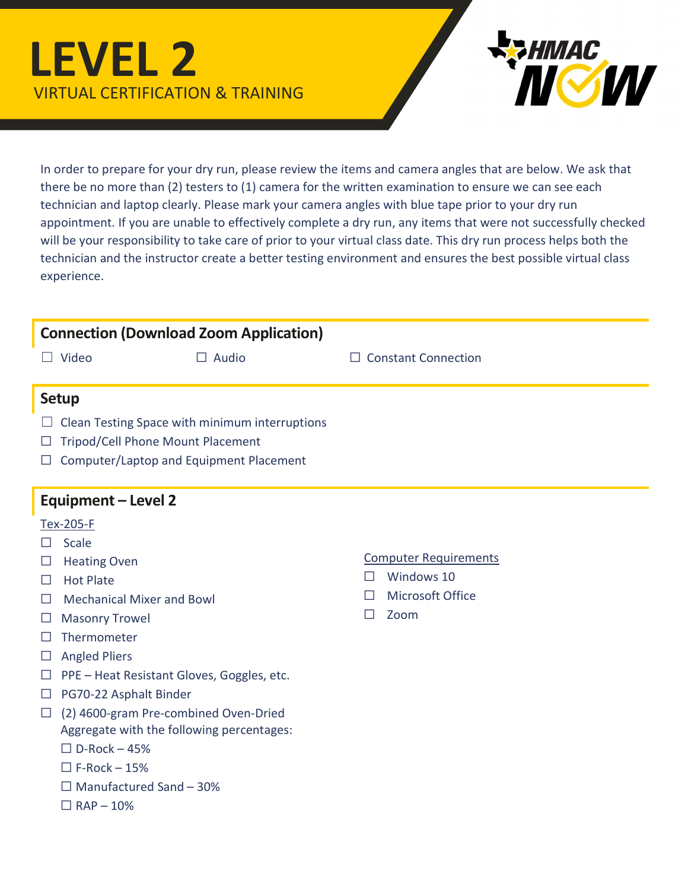# LEVEL 2

VIRTUAL CERTIFICATION & TRAINING

HMAC NOW

In order to prepare for your dry run, please review the items and camera angles that are below. We ask that there be no more than (2) testers to (1) camera for the written examination to ensure we can see each technician and laptop clearly. Please mark your camera angles with blue tape prior to your dry run appointment. If you are unable to effectively complete a dry run, any items that were not successfully checked will be your responsibility to take care of prior to your virtual class date. This dry run process helps both the technician and the instructor create a better testing environment and ensures the best possible virtual class experience.

## Connection (Download Zoom Application)

☐ Video ☐ Audio ☐ Constant Connection

## Setup

- ☐ Clean Testing Space with minimum interruptions
- ☐ Tripod/Cell Phone Mount Placement
- ☐ Computer/Laptop and Equipment Placement

## Equipment – Level 2

Tex-205-F

- ☐ Scale
- ☐ Heating Oven
- ☐ Hot Plate
- ☐ Mechanical Mixer and Bowl
- ☐ Masonry Trowel
- ☐ Thermometer
- ☐ Angled Pliers
- ☐ PPE – Heat Resistant Gloves, Goggles, etc.
- ☐ PG70-22 Asphalt Binder
- ☐ (2) 4600-gram Pre-combined Oven-Dried Aggregate with the following percentages:
  - ☐ D-Rock – 45%
  - ☐ F-Rock – 15%
  - ☐ Manufactured Sand – 30%
  - ☐ RAP – 10%

Computer Requirements

- ☐ Windows 10
- ☐ Microsoft Office
- ☐ Zoom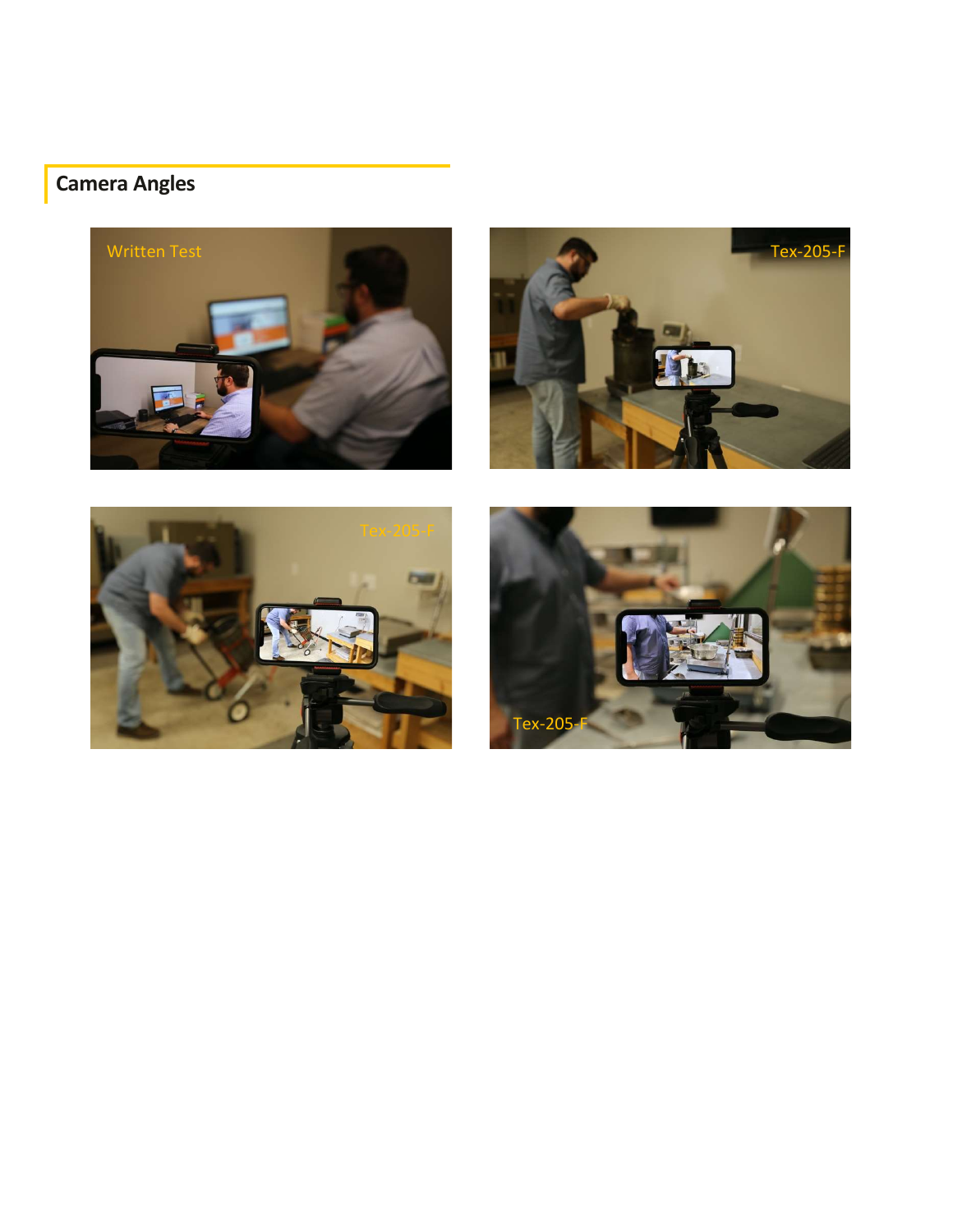## Camera Angles